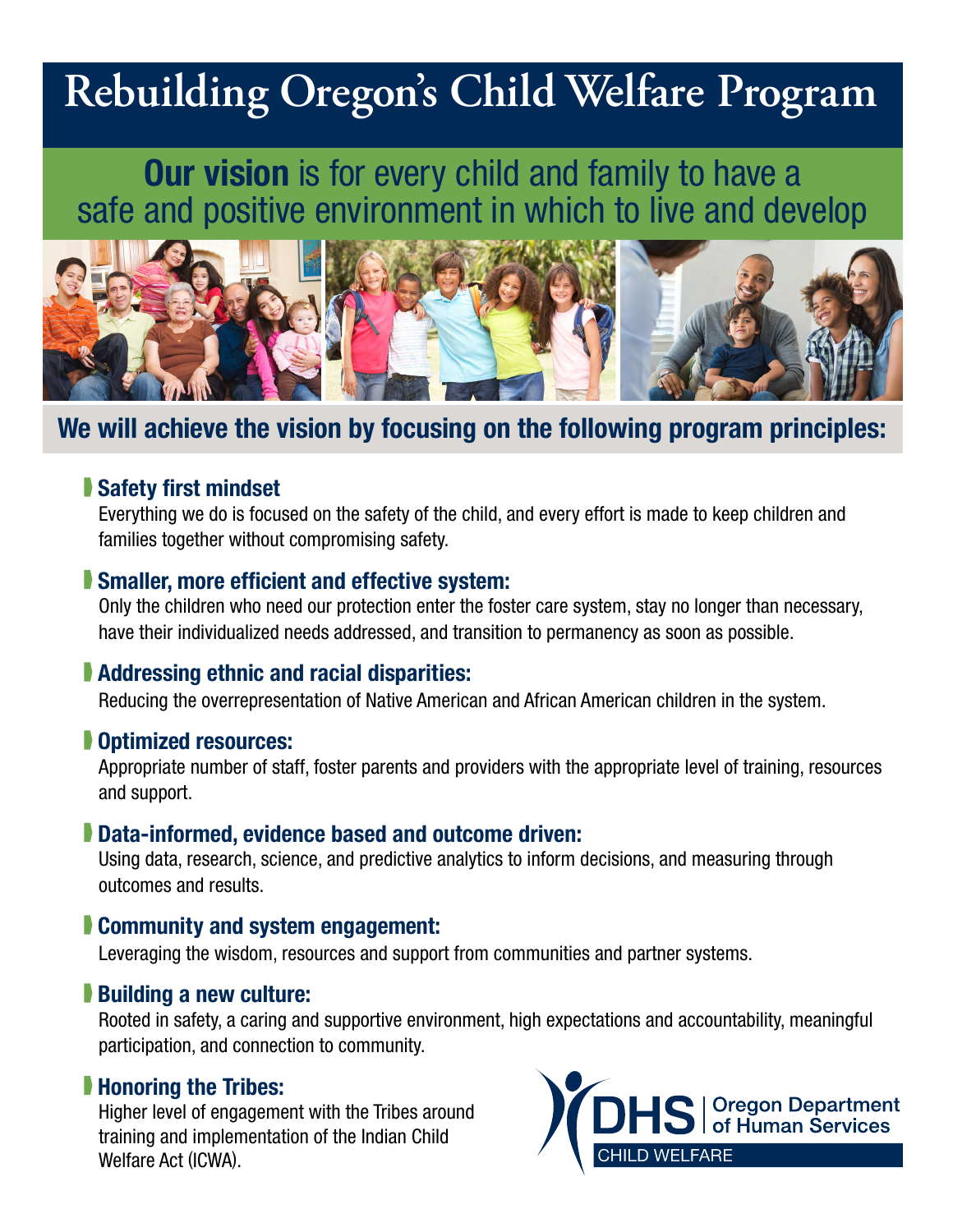# Rebuilding Oregon's Child Welfare Program

## **Our vision** is for every child and family to have a safe and positive environment in which to live and develop

## We will achieve the vision by focusing on the following program principles:

- **Safety first mindset**
  Everything we do is focused on the safety of the child, and every effort is made to keep children and families together without compromising safety.

- **Smaller, more efficient and effective system:**
  Only the children who need our protection enter the foster care system, stay no longer than necessary, have their individualized needs addressed, and transition to permanency as soon as possible.

- **Addressing ethnic and racial disparities:**
  Reducing the overrepresentation of Native American and African American children in the system.

- **Optimized resources:**
  Appropriate number of staff, foster parents and providers with the appropriate level of training, resources and support.

- **Data-informed, evidence based and outcome driven:**
  Using data, research, science, and predictive analytics to inform decisions, and measuring through outcomes and results.

- **Community and system engagement:**
  Leveraging the wisdom, resources and support from communities and partner systems.

- **Building a new culture:**
  Rooted in safety, a caring and supportive environment, high expectations and accountability, meaningful participation, and connection to community.

- **Honoring the Tribes:**
  Higher level of engagement with the Tribes around training and implementation of the Indian Child Welfare Act (ICWA).

DHS | Oregon Department of Human Services
CHILD WELFARE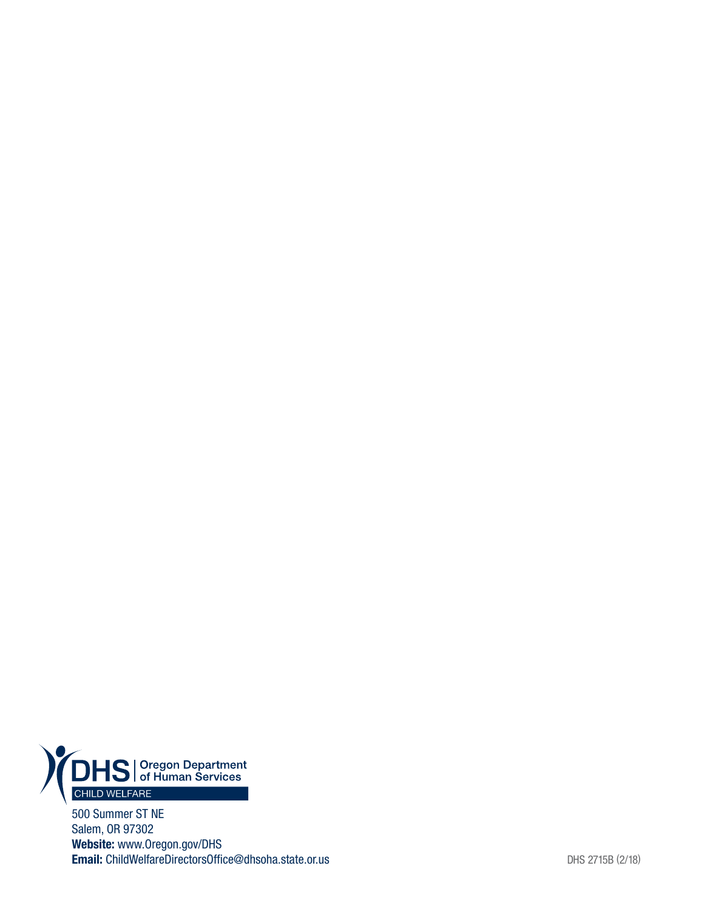DHS | Oregon Department of Human Services

CHILD WELFARE

500 Summer ST NE
Salem, OR 97302
**Website:** www.Oregon.gov/DHS
**Email:** ChildWelfareDirectorsOffice@dhsoha.state.or.us

DHS 2715B (2/18)